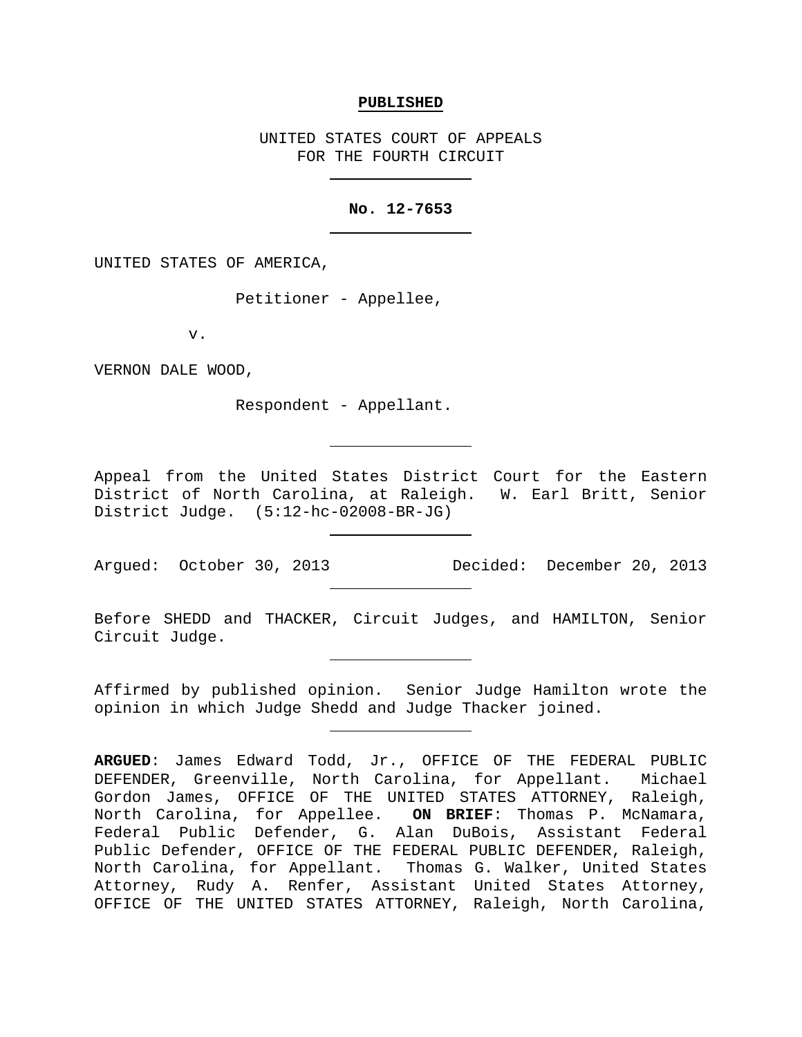**PUBLISHED**

UNITED STATES COURT OF APPEALS
FOR THE FOURTH CIRCUIT

---

**No. 12-7653**

---

UNITED STATES OF AMERICA,

Petitioner - Appellee,

v.

VERNON DALE WOOD,

Respondent - Appellant.

---

Appeal from the United States District Court for the Eastern District of North Carolina, at Raleigh. W. Earl Britt, Senior District Judge. (5:12-hc-02008-BR-JG)

---

Argued: October 30, 2013 Decided: December 20, 2013

---

Before SHEDD and THACKER, Circuit Judges, and HAMILTON, Senior Circuit Judge.

---

Affirmed by published opinion. Senior Judge Hamilton wrote the opinion in which Judge Shedd and Judge Thacker joined.

---

**ARGUED**: James Edward Todd, Jr., OFFICE OF THE FEDERAL PUBLIC DEFENDER, Greenville, North Carolina, for Appellant. Michael Gordon James, OFFICE OF THE UNITED STATES ATTORNEY, Raleigh, North Carolina, for Appellee. **ON BRIEF**: Thomas P. McNamara, Federal Public Defender, G. Alan DuBois, Assistant Federal Public Defender, OFFICE OF THE FEDERAL PUBLIC DEFENDER, Raleigh, North Carolina, for Appellant. Thomas G. Walker, United States Attorney, Rudy A. Renfer, Assistant United States Attorney, OFFICE OF THE UNITED STATES ATTORNEY, Raleigh, North Carolina,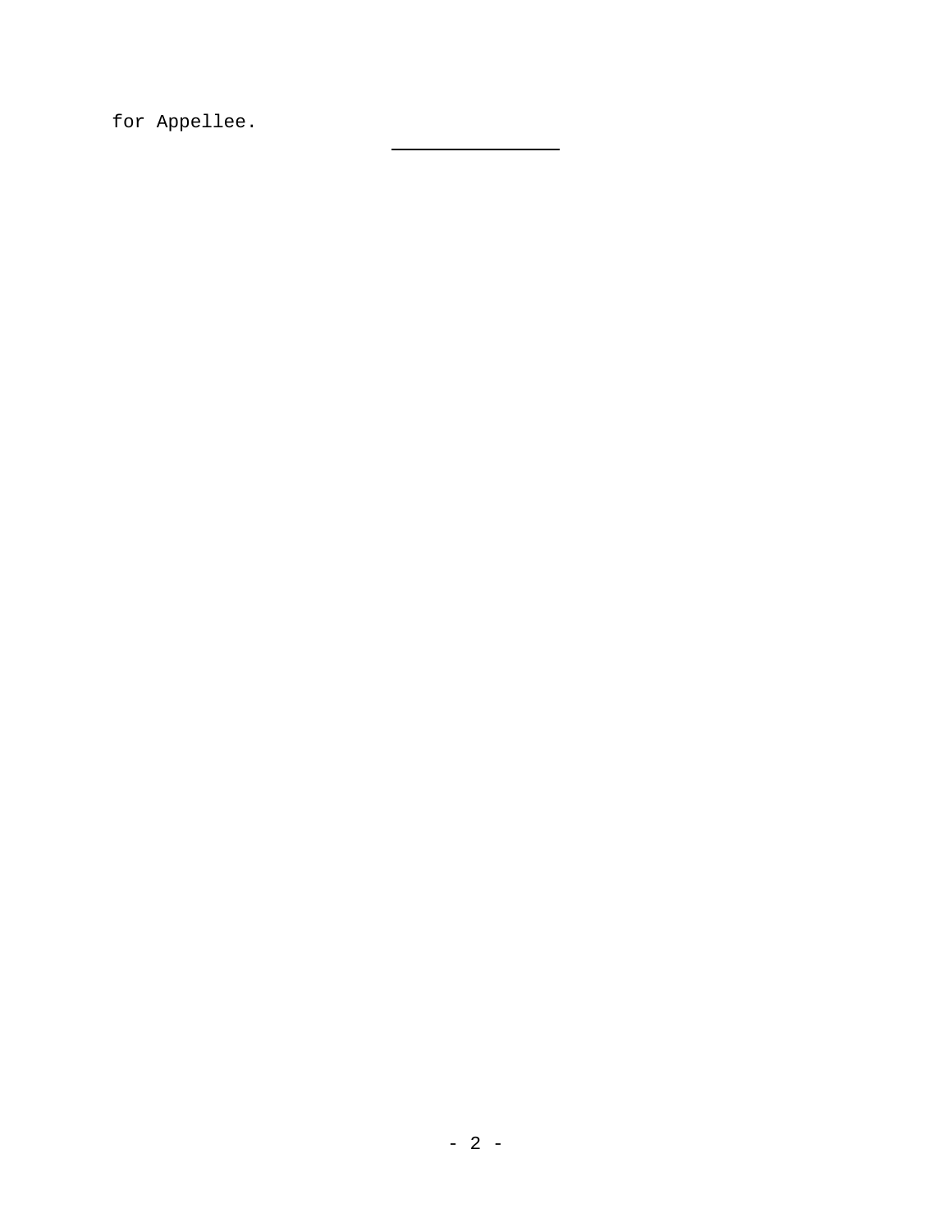for Appellee.

---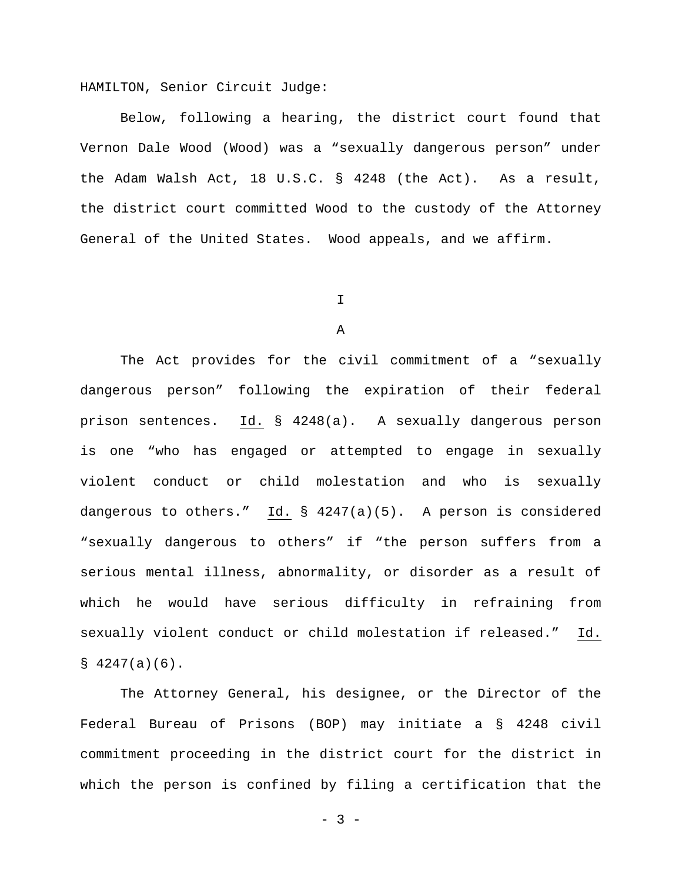HAMILTON, Senior Circuit Judge:

Below, following a hearing, the district court found that Vernon Dale Wood (Wood) was a "sexually dangerous person" under the Adam Walsh Act, 18 U.S.C. § 4248 (the Act). As a result, the district court committed Wood to the custody of the Attorney General of the United States. Wood appeals, and we affirm.

# I

## A

The Act provides for the civil commitment of a "sexually dangerous person" following the expiration of their federal prison sentences. Id. § 4248(a). A sexually dangerous person is one "who has engaged or attempted to engage in sexually violent conduct or child molestation and who is sexually dangerous to others." Id. § 4247(a)(5). A person is considered "sexually dangerous to others" if "the person suffers from a serious mental illness, abnormality, or disorder as a result of which he would have serious difficulty in refraining from sexually violent conduct or child molestation if released." Id. § 4247(a)(6).

The Attorney General, his designee, or the Director of the Federal Bureau of Prisons (BOP) may initiate a § 4248 civil commitment proceeding in the district court for the district in which the person is confined by filing a certification that the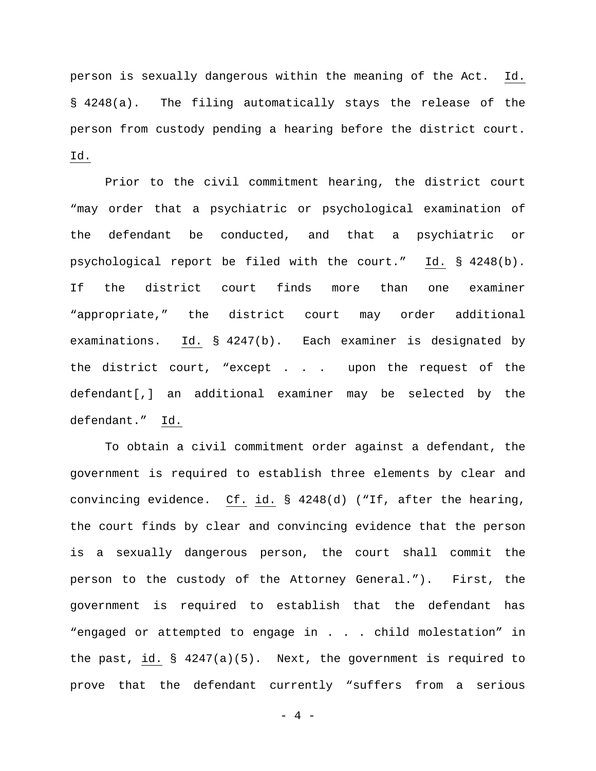person is sexually dangerous within the meaning of the Act. Id. § 4248(a). The filing automatically stays the release of the person from custody pending a hearing before the district court. Id.

Prior to the civil commitment hearing, the district court "may order that a psychiatric or psychological examination of the defendant be conducted, and that a psychiatric or psychological report be filed with the court." Id. § 4248(b). If the district court finds more than one examiner "appropriate," the district court may order additional examinations. Id. § 4247(b). Each examiner is designated by the district court, "except . . . upon the request of the defendant[,] an additional examiner may be selected by the defendant." Id.

To obtain a civil commitment order against a defendant, the government is required to establish three elements by clear and convincing evidence. Cf. id. § 4248(d) ("If, after the hearing, the court finds by clear and convincing evidence that the person is a sexually dangerous person, the court shall commit the person to the custody of the Attorney General."). First, the government is required to establish that the defendant has "engaged or attempted to engage in . . . child molestation" in the past, id. § 4247(a)(5). Next, the government is required to prove that the defendant currently "suffers from a serious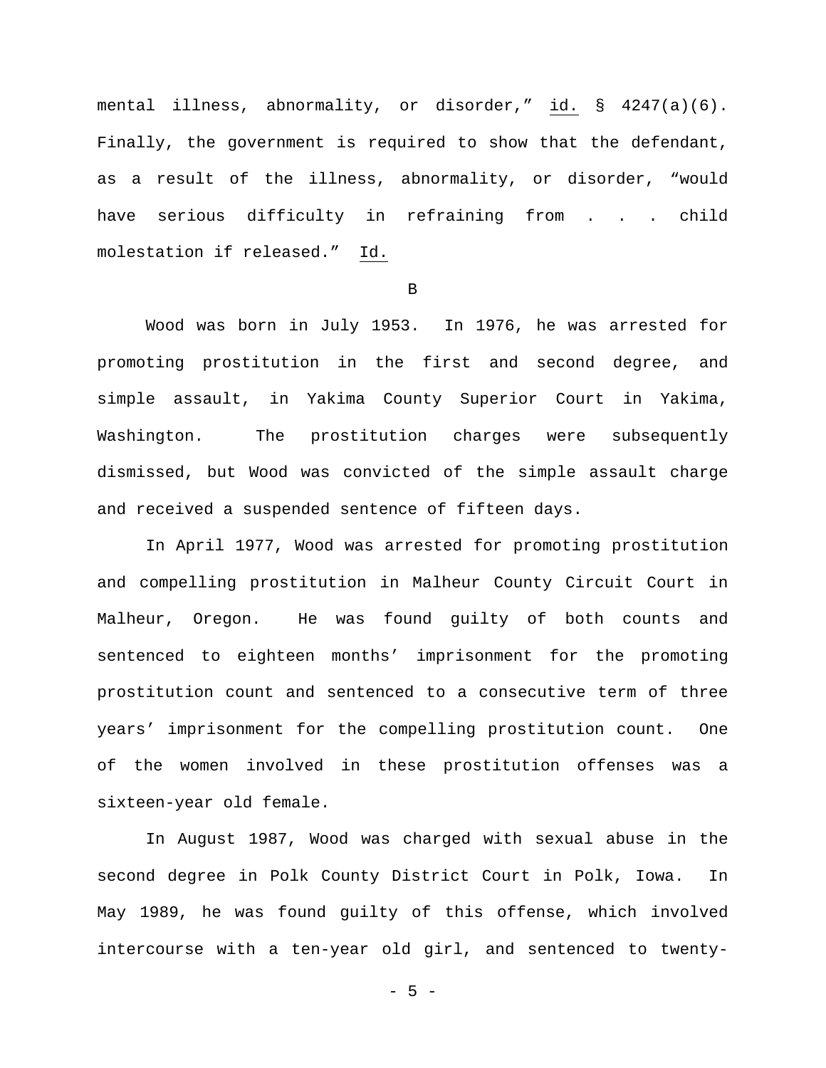mental illness, abnormality, or disorder," id. § 4247(a)(6). Finally, the government is required to show that the defendant, as a result of the illness, abnormality, or disorder, "would have serious difficulty in refraining from . . . child molestation if released." Id.

B

Wood was born in July 1953. In 1976, he was arrested for promoting prostitution in the first and second degree, and simple assault, in Yakima County Superior Court in Yakima, Washington. The prostitution charges were subsequently dismissed, but Wood was convicted of the simple assault charge and received a suspended sentence of fifteen days.

In April 1977, Wood was arrested for promoting prostitution and compelling prostitution in Malheur County Circuit Court in Malheur, Oregon. He was found guilty of both counts and sentenced to eighteen months' imprisonment for the promoting prostitution count and sentenced to a consecutive term of three years' imprisonment for the compelling prostitution count. One of the women involved in these prostitution offenses was a sixteen-year old female.

In August 1987, Wood was charged with sexual abuse in the second degree in Polk County District Court in Polk, Iowa. In May 1989, he was found guilty of this offense, which involved intercourse with a ten-year old girl, and sentenced to twenty-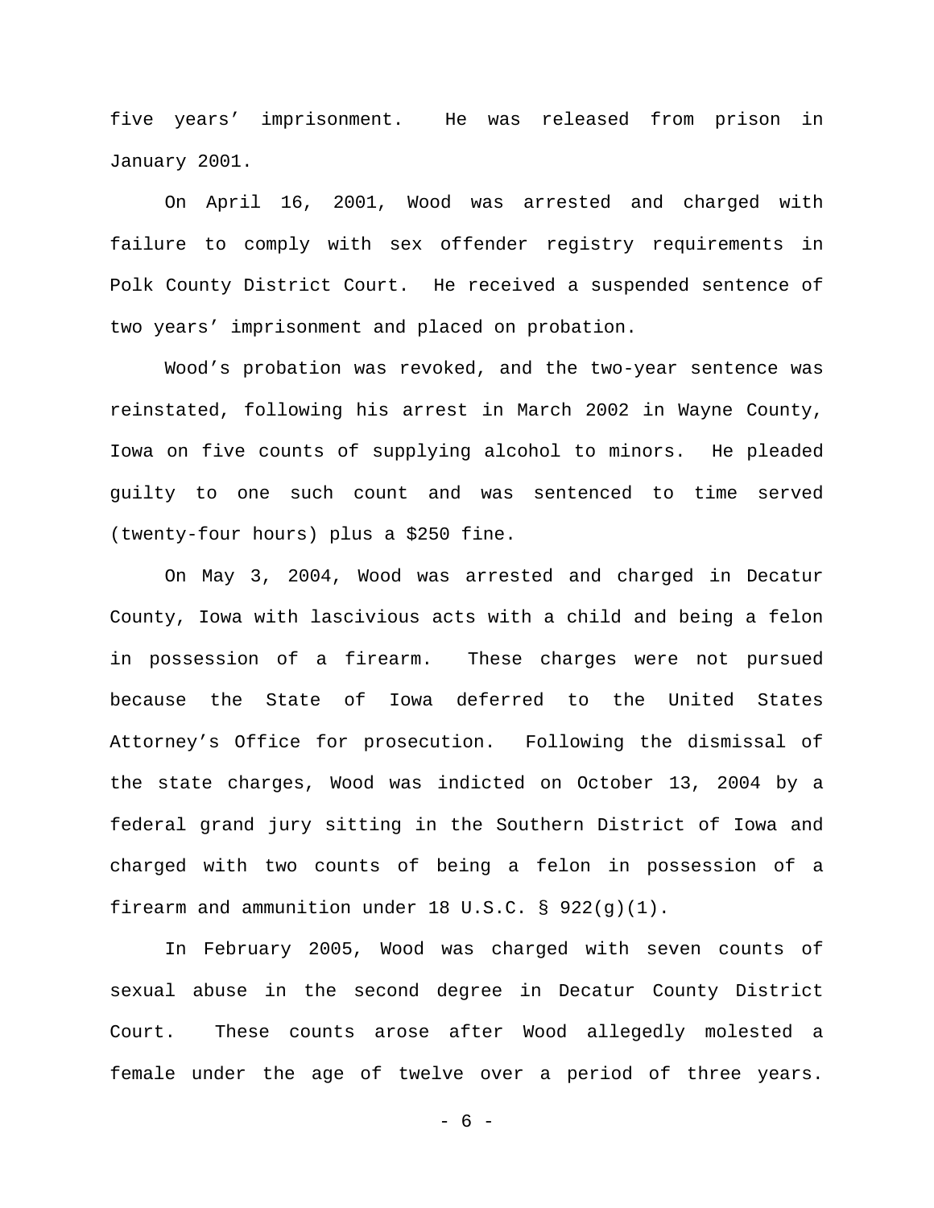five years' imprisonment. He was released from prison in January 2001.

On April 16, 2001, Wood was arrested and charged with failure to comply with sex offender registry requirements in Polk County District Court. He received a suspended sentence of two years' imprisonment and placed on probation.

Wood's probation was revoked, and the two-year sentence was reinstated, following his arrest in March 2002 in Wayne County, Iowa on five counts of supplying alcohol to minors. He pleaded guilty to one such count and was sentenced to time served (twenty-four hours) plus a $250 fine.

On May 3, 2004, Wood was arrested and charged in Decatur County, Iowa with lascivious acts with a child and being a felon in possession of a firearm. These charges were not pursued because the State of Iowa deferred to the United States Attorney's Office for prosecution. Following the dismissal of the state charges, Wood was indicted on October 13, 2004 by a federal grand jury sitting in the Southern District of Iowa and charged with two counts of being a felon in possession of a firearm and ammunition under 18 U.S.C. § 922(g)(1).

In February 2005, Wood was charged with seven counts of sexual abuse in the second degree in Decatur County District Court. These counts arose after Wood allegedly molested a female under the age of twelve over a period of three years.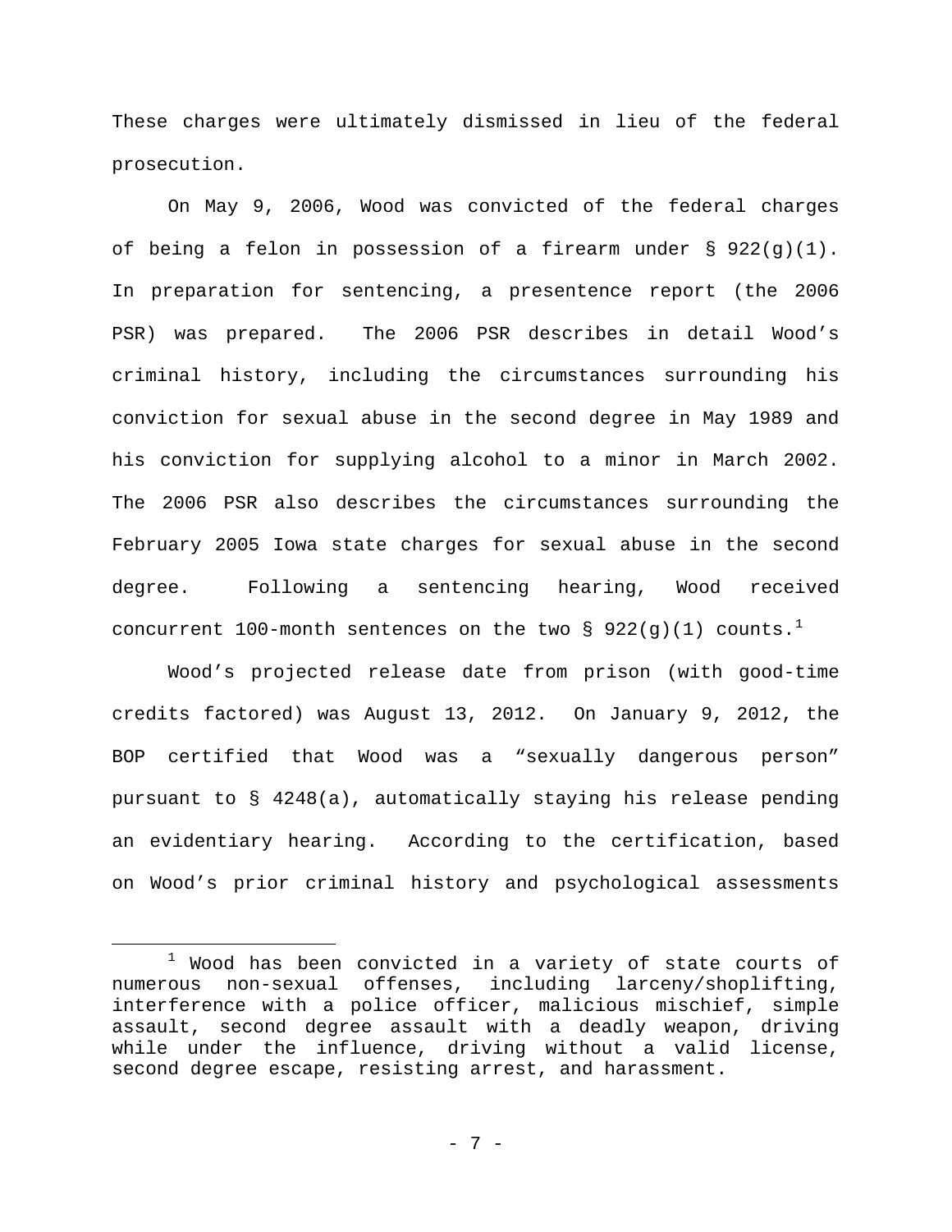These charges were ultimately dismissed in lieu of the federal prosecution.

On May 9, 2006, Wood was convicted of the federal charges of being a felon in possession of a firearm under § 922(g)(1). In preparation for sentencing, a presentence report (the 2006 PSR) was prepared. The 2006 PSR describes in detail Wood's criminal history, including the circumstances surrounding his conviction for sexual abuse in the second degree in May 1989 and his conviction for supplying alcohol to a minor in March 2002. The 2006 PSR also describes the circumstances surrounding the February 2005 Iowa state charges for sexual abuse in the second degree. Following a sentencing hearing, Wood received concurrent 100-month sentences on the two § 922(g)(1) counts.[1]

Wood's projected release date from prison (with good-time credits factored) was August 13, 2012. On January 9, 2012, the BOP certified that Wood was a "sexually dangerous person" pursuant to § 4248(a), automatically staying his release pending an evidentiary hearing. According to the certification, based on Wood's prior criminal history and psychological assessments

---

[1] Wood has been convicted in a variety of state courts of numerous non-sexual offenses, including larceny/shoplifting, interference with a police officer, malicious mischief, simple assault, second degree assault with a deadly weapon, driving while under the influence, driving without a valid license, second degree escape, resisting arrest, and harassment.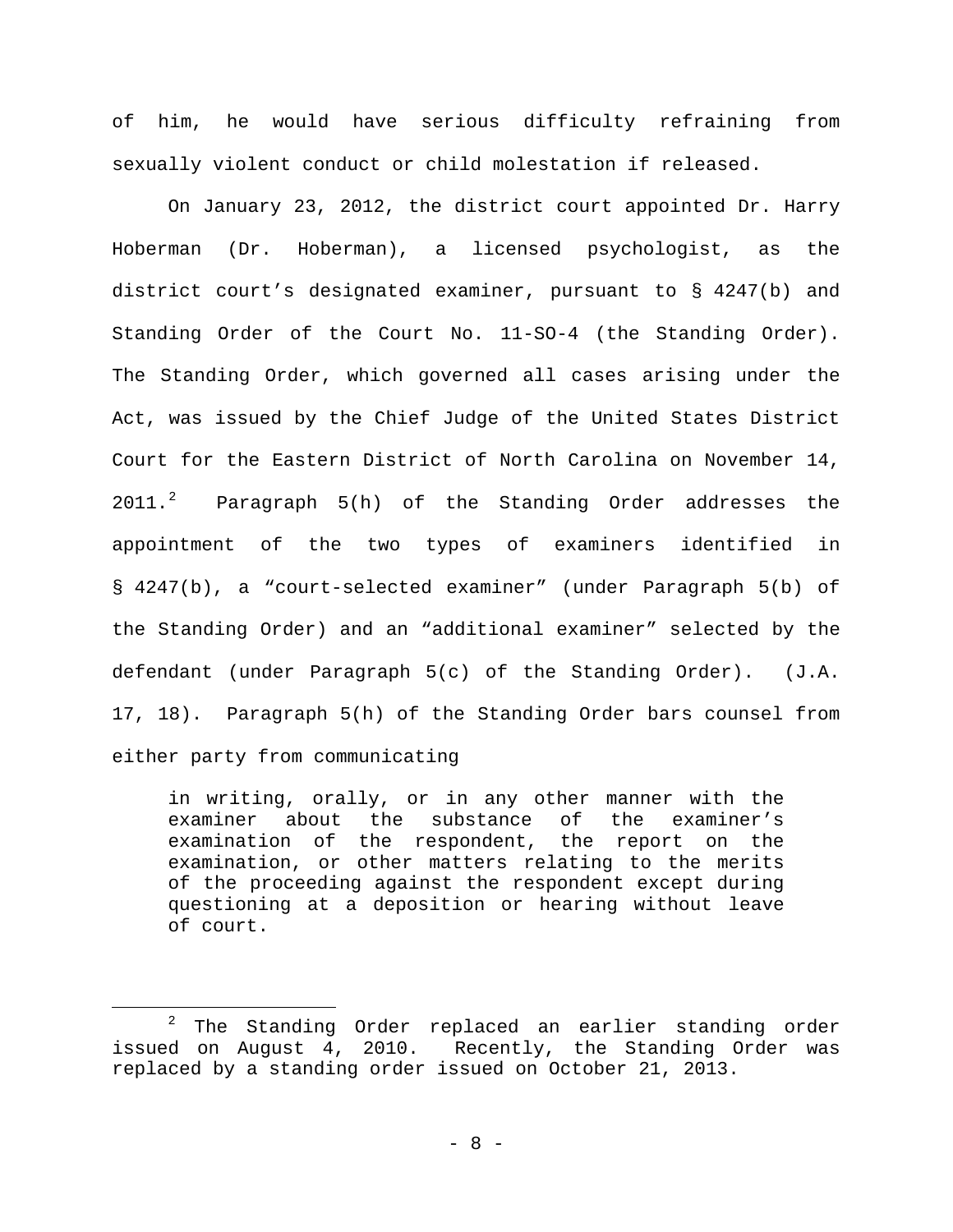of him, he would have serious difficulty refraining from sexually violent conduct or child molestation if released.

On January 23, 2012, the district court appointed Dr. Harry Hoberman (Dr. Hoberman), a licensed psychologist, as the district court's designated examiner, pursuant to § 4247(b) and Standing Order of the Court No. 11-SO-4 (the Standing Order). The Standing Order, which governed all cases arising under the Act, was issued by the Chief Judge of the United States District Court for the Eastern District of North Carolina on November 14, 2011.[2] Paragraph 5(h) of the Standing Order addresses the appointment of the two types of examiners identified in § 4247(b), a "court-selected examiner" (under Paragraph 5(b) of the Standing Order) and an "additional examiner" selected by the defendant (under Paragraph 5(c) of the Standing Order). (J.A. 17, 18). Paragraph 5(h) of the Standing Order bars counsel from either party from communicating

> in writing, orally, or in any other manner with the examiner about the substance of the examiner's examination of the respondent, the report on the examination, or other matters relating to the merits of the proceeding against the respondent except during questioning at a deposition or hearing without leave of court.

---

[2] The Standing Order replaced an earlier standing order issued on August 4, 2010. Recently, the Standing Order was replaced by a standing order issued on October 21, 2013.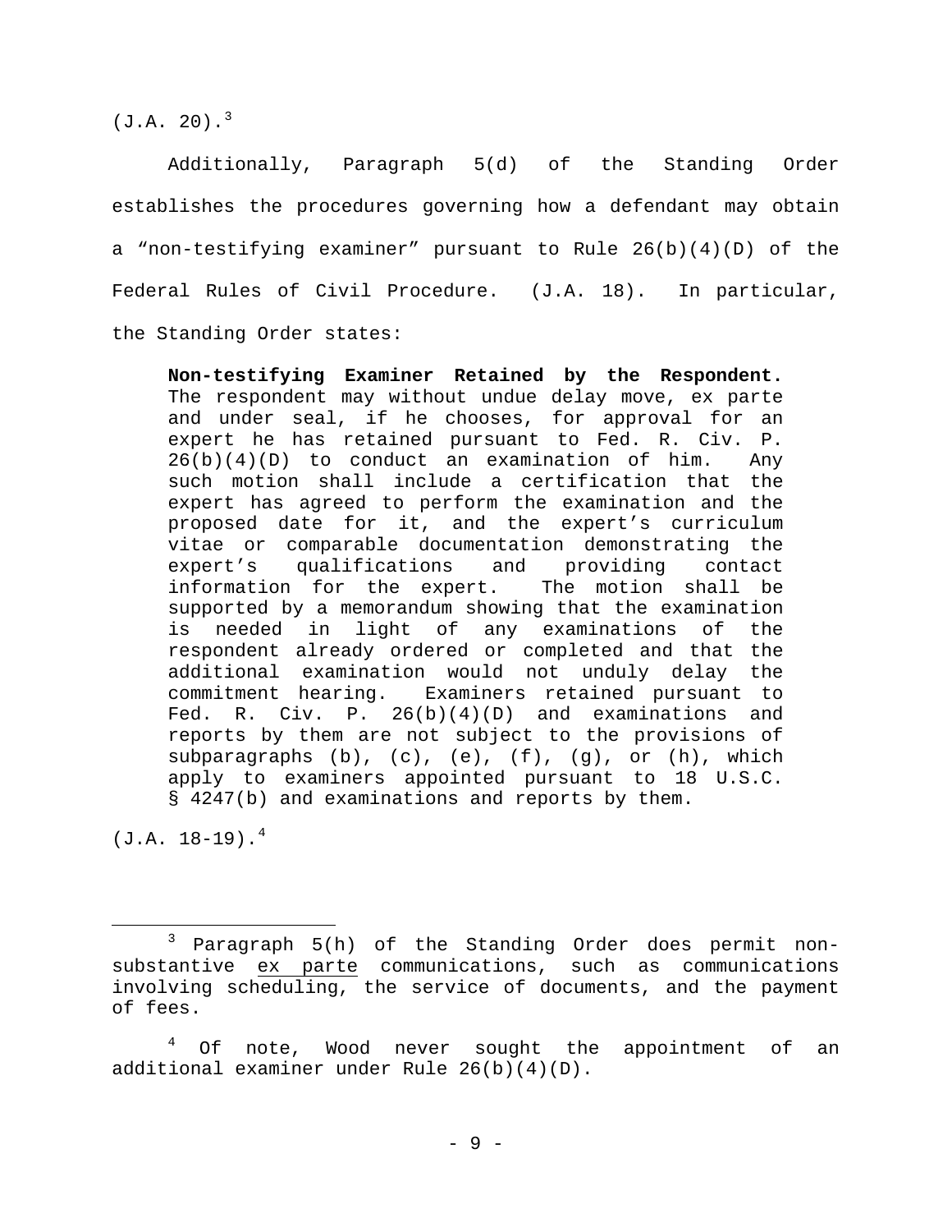(J.A. 20).[3]

Additionally, Paragraph 5(d) of the Standing Order establishes the procedures governing how a defendant may obtain a "non-testifying examiner" pursuant to Rule 26(b)(4)(D) of the Federal Rules of Civil Procedure. (J.A. 18). In particular, the Standing Order states:

> **Non-testifying Examiner Retained by the Respondent.** The respondent may without undue delay move, ex parte and under seal, if he chooses, for approval for an expert he has retained pursuant to Fed. R. Civ. P. 26(b)(4)(D) to conduct an examination of him. Any such motion shall include a certification that the expert has agreed to perform the examination and the proposed date for it, and the expert's curriculum vitae or comparable documentation demonstrating the expert's qualifications and providing contact information for the expert. The motion shall be supported by a memorandum showing that the examination is needed in light of any examinations of the respondent already ordered or completed and that the additional examination would not unduly delay the commitment hearing. Examiners retained pursuant to Fed. R. Civ. P. 26(b)(4)(D) and examinations and reports by them are not subject to the provisions of subparagraphs (b), (c), (e), (f), (g), or (h), which apply to examiners appointed pursuant to 18 U.S.C. § 4247(b) and examinations and reports by them.

(J.A. 18-19).[4]

---

[3] Paragraph 5(h) of the Standing Order does permit non-substantive ex parte communications, such as communications involving scheduling, the service of documents, and the payment of fees.

[4] Of note, Wood never sought the appointment of an additional examiner under Rule 26(b)(4)(D).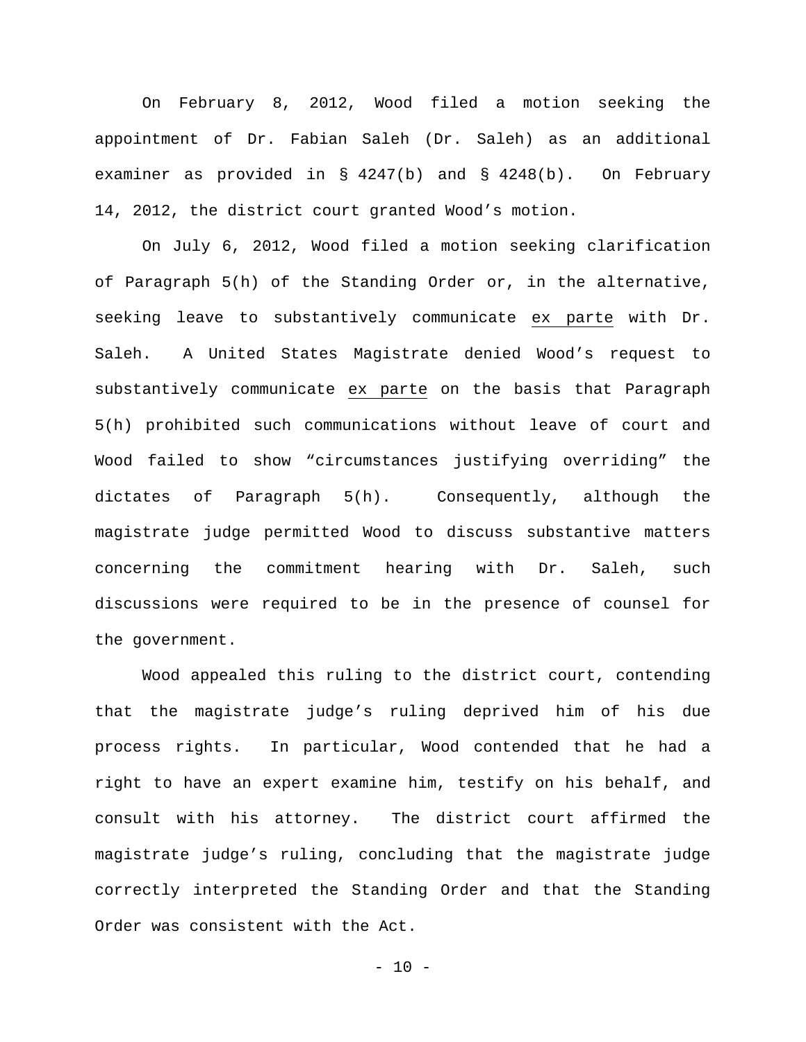On February 8, 2012, Wood filed a motion seeking the appointment of Dr. Fabian Saleh (Dr. Saleh) as an additional examiner as provided in § 4247(b) and § 4248(b). On February 14, 2012, the district court granted Wood's motion.

On July 6, 2012, Wood filed a motion seeking clarification of Paragraph 5(h) of the Standing Order or, in the alternative, seeking leave to substantively communicate ex parte with Dr. Saleh. A United States Magistrate denied Wood's request to substantively communicate ex parte on the basis that Paragraph 5(h) prohibited such communications without leave of court and Wood failed to show "circumstances justifying overriding" the dictates of Paragraph 5(h). Consequently, although the magistrate judge permitted Wood to discuss substantive matters concerning the commitment hearing with Dr. Saleh, such discussions were required to be in the presence of counsel for the government.

Wood appealed this ruling to the district court, contending that the magistrate judge's ruling deprived him of his due process rights. In particular, Wood contended that he had a right to have an expert examine him, testify on his behalf, and consult with his attorney. The district court affirmed the magistrate judge's ruling, concluding that the magistrate judge correctly interpreted the Standing Order and that the Standing Order was consistent with the Act.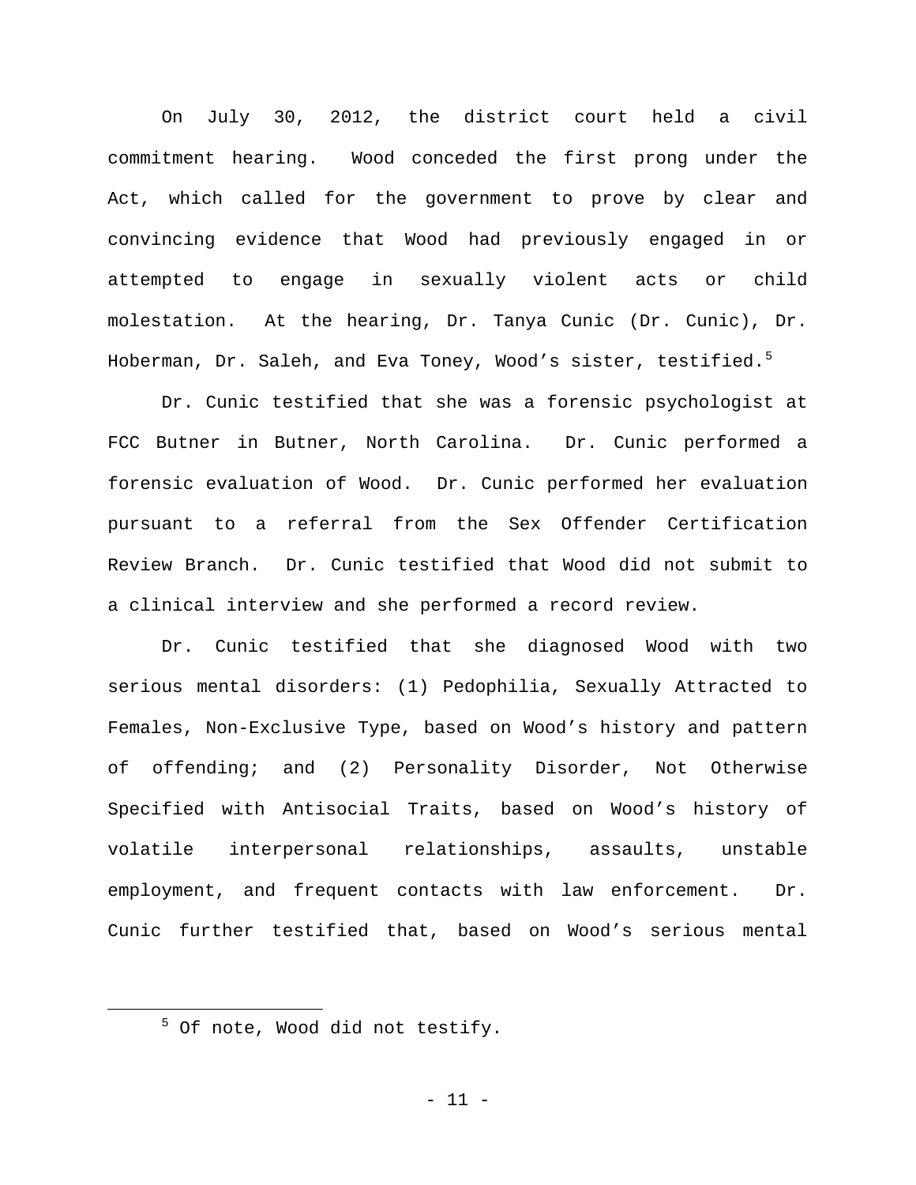On July 30, 2012, the district court held a civil commitment hearing. Wood conceded the first prong under the Act, which called for the government to prove by clear and convincing evidence that Wood had previously engaged in or attempted to engage in sexually violent acts or child molestation. At the hearing, Dr. Tanya Cunic (Dr. Cunic), Dr. Hoberman, Dr. Saleh, and Eva Toney, Wood's sister, testified.[5]

Dr. Cunic testified that she was a forensic psychologist at FCC Butner in Butner, North Carolina. Dr. Cunic performed a forensic evaluation of Wood. Dr. Cunic performed her evaluation pursuant to a referral from the Sex Offender Certification Review Branch. Dr. Cunic testified that Wood did not submit to a clinical interview and she performed a record review.

Dr. Cunic testified that she diagnosed Wood with two serious mental disorders: (1) Pedophilia, Sexually Attracted to Females, Non-Exclusive Type, based on Wood's history and pattern of offending; and (2) Personality Disorder, Not Otherwise Specified with Antisocial Traits, based on Wood's history of volatile interpersonal relationships, assaults, unstable employment, and frequent contacts with law enforcement. Dr. Cunic further testified that, based on Wood's serious mental

[5] Of note, Wood did not testify.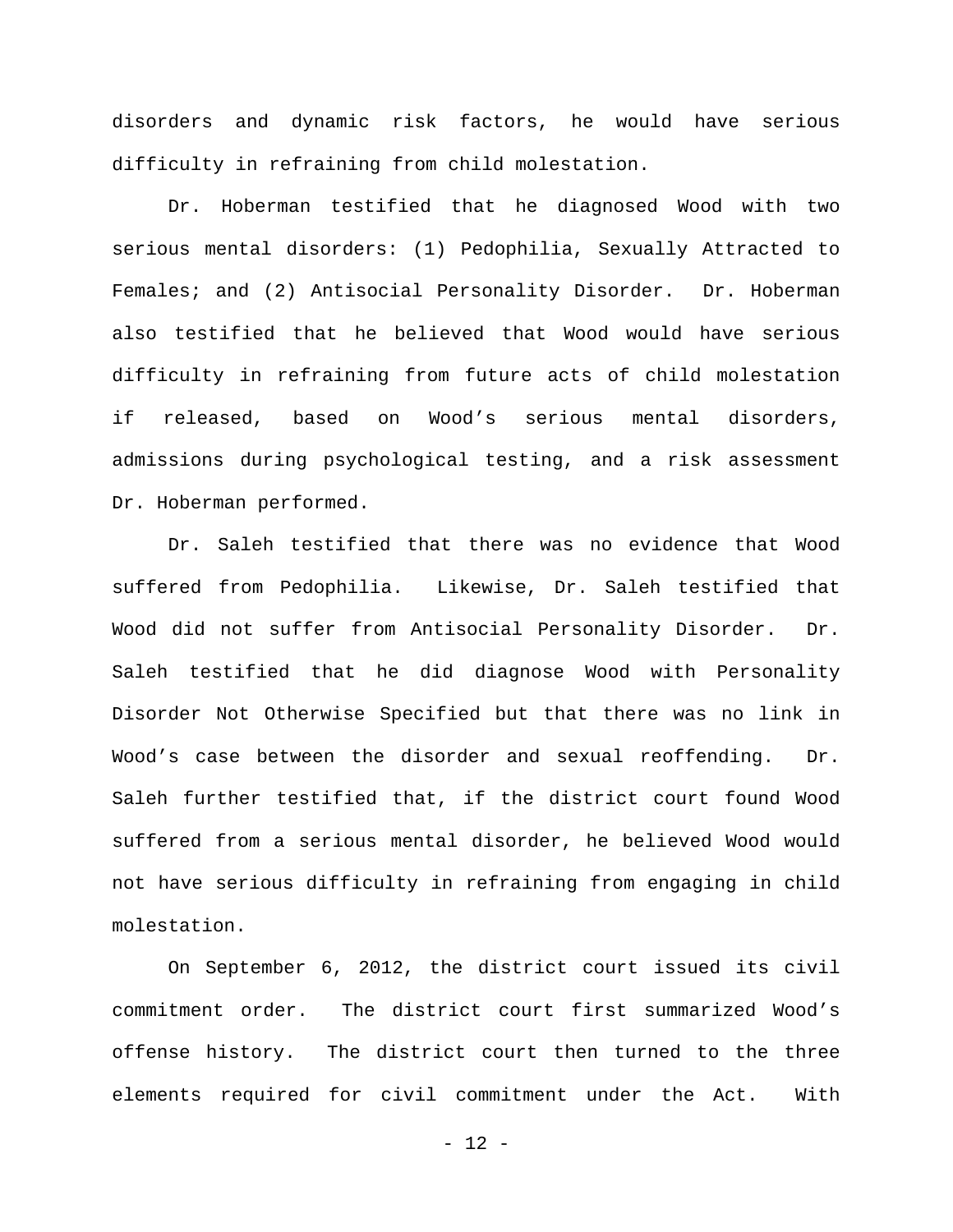disorders and dynamic risk factors, he would have serious difficulty in refraining from child molestation.

Dr. Hoberman testified that he diagnosed Wood with two serious mental disorders: (1) Pedophilia, Sexually Attracted to Females; and (2) Antisocial Personality Disorder. Dr. Hoberman also testified that he believed that Wood would have serious difficulty in refraining from future acts of child molestation if released, based on Wood's serious mental disorders, admissions during psychological testing, and a risk assessment Dr. Hoberman performed.

Dr. Saleh testified that there was no evidence that Wood suffered from Pedophilia. Likewise, Dr. Saleh testified that Wood did not suffer from Antisocial Personality Disorder. Dr. Saleh testified that he did diagnose Wood with Personality Disorder Not Otherwise Specified but that there was no link in Wood's case between the disorder and sexual reoffending. Dr. Saleh further testified that, if the district court found Wood suffered from a serious mental disorder, he believed Wood would not have serious difficulty in refraining from engaging in child molestation.

On September 6, 2012, the district court issued its civil commitment order. The district court first summarized Wood's offense history. The district court then turned to the three elements required for civil commitment under the Act. With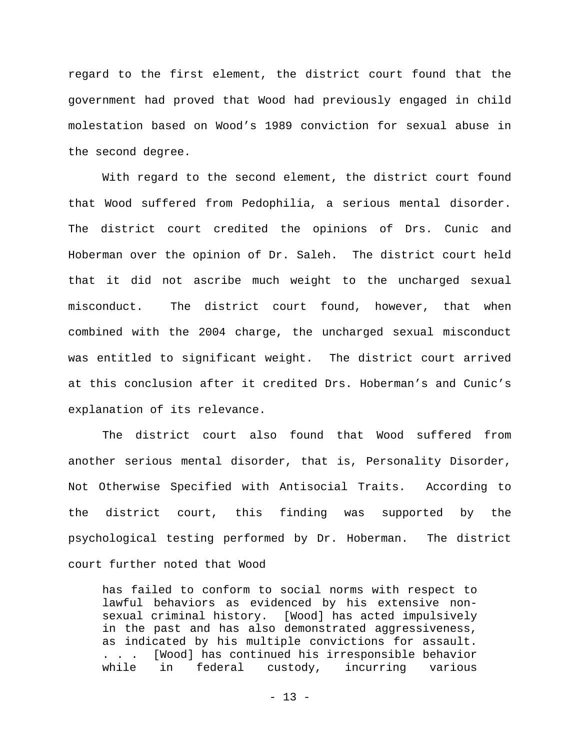regard to the first element, the district court found that the government had proved that Wood had previously engaged in child molestation based on Wood's 1989 conviction for sexual abuse in the second degree.

With regard to the second element, the district court found that Wood suffered from Pedophilia, a serious mental disorder. The district court credited the opinions of Drs. Cunic and Hoberman over the opinion of Dr. Saleh. The district court held that it did not ascribe much weight to the uncharged sexual misconduct. The district court found, however, that when combined with the 2004 charge, the uncharged sexual misconduct was entitled to significant weight. The district court arrived at this conclusion after it credited Drs. Hoberman's and Cunic's explanation of its relevance.

The district court also found that Wood suffered from another serious mental disorder, that is, Personality Disorder, Not Otherwise Specified with Antisocial Traits. According to the district court, this finding was supported by the psychological testing performed by Dr. Hoberman. The district court further noted that Wood

> has failed to conform to social norms with respect to lawful behaviors as evidenced by his extensive non-sexual criminal history. [Wood] has acted impulsively in the past and has also demonstrated aggressiveness, as indicated by his multiple convictions for assault. . . . [Wood] has continued his irresponsible behavior while in federal custody, incurring various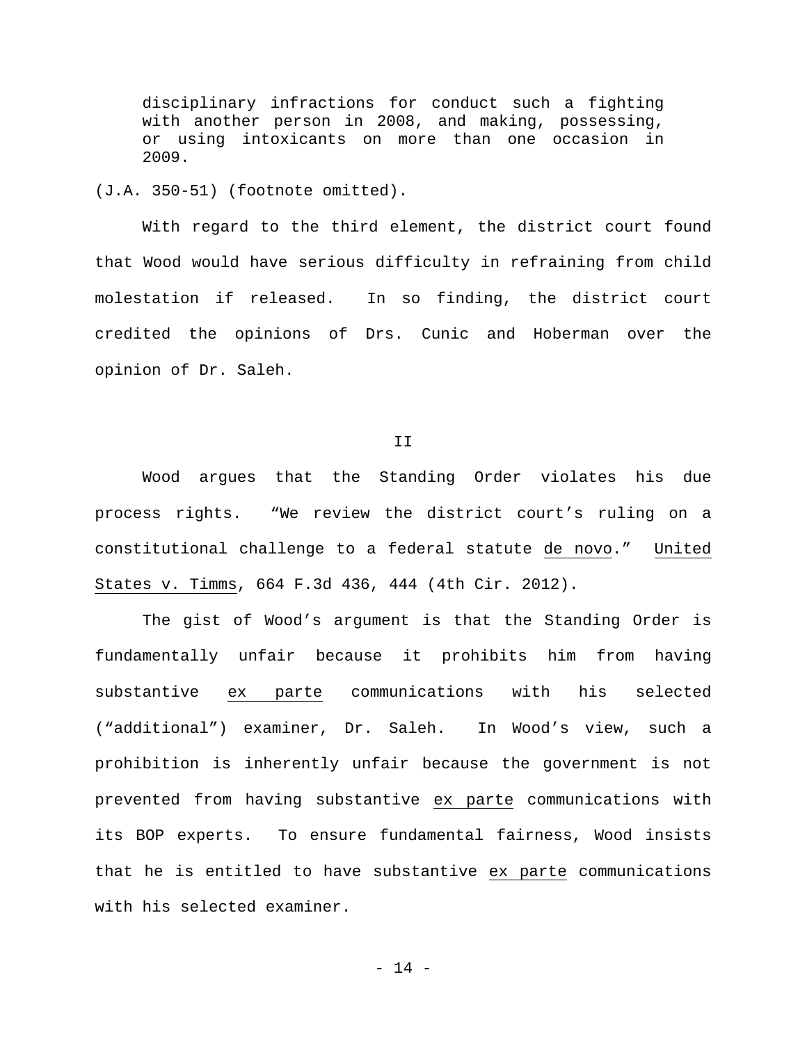> disciplinary infractions for conduct such a fighting with another person in 2008, and making, possessing, or using intoxicants on more than one occasion in 2009.

(J.A. 350-51) (footnote omitted).

With regard to the third element, the district court found that Wood would have serious difficulty in refraining from child molestation if released. In so finding, the district court credited the opinions of Drs. Cunic and Hoberman over the opinion of Dr. Saleh.

## II

Wood argues that the Standing Order violates his due process rights. "We review the district court's ruling on a constitutional challenge to a federal statute de novo." United States v. Timms, 664 F.3d 436, 444 (4th Cir. 2012).

The gist of Wood's argument is that the Standing Order is fundamentally unfair because it prohibits him from having substantive ex parte communications with his selected ("additional") examiner, Dr. Saleh. In Wood's view, such a prohibition is inherently unfair because the government is not prevented from having substantive ex parte communications with its BOP experts. To ensure fundamental fairness, Wood insists that he is entitled to have substantive ex parte communications with his selected examiner.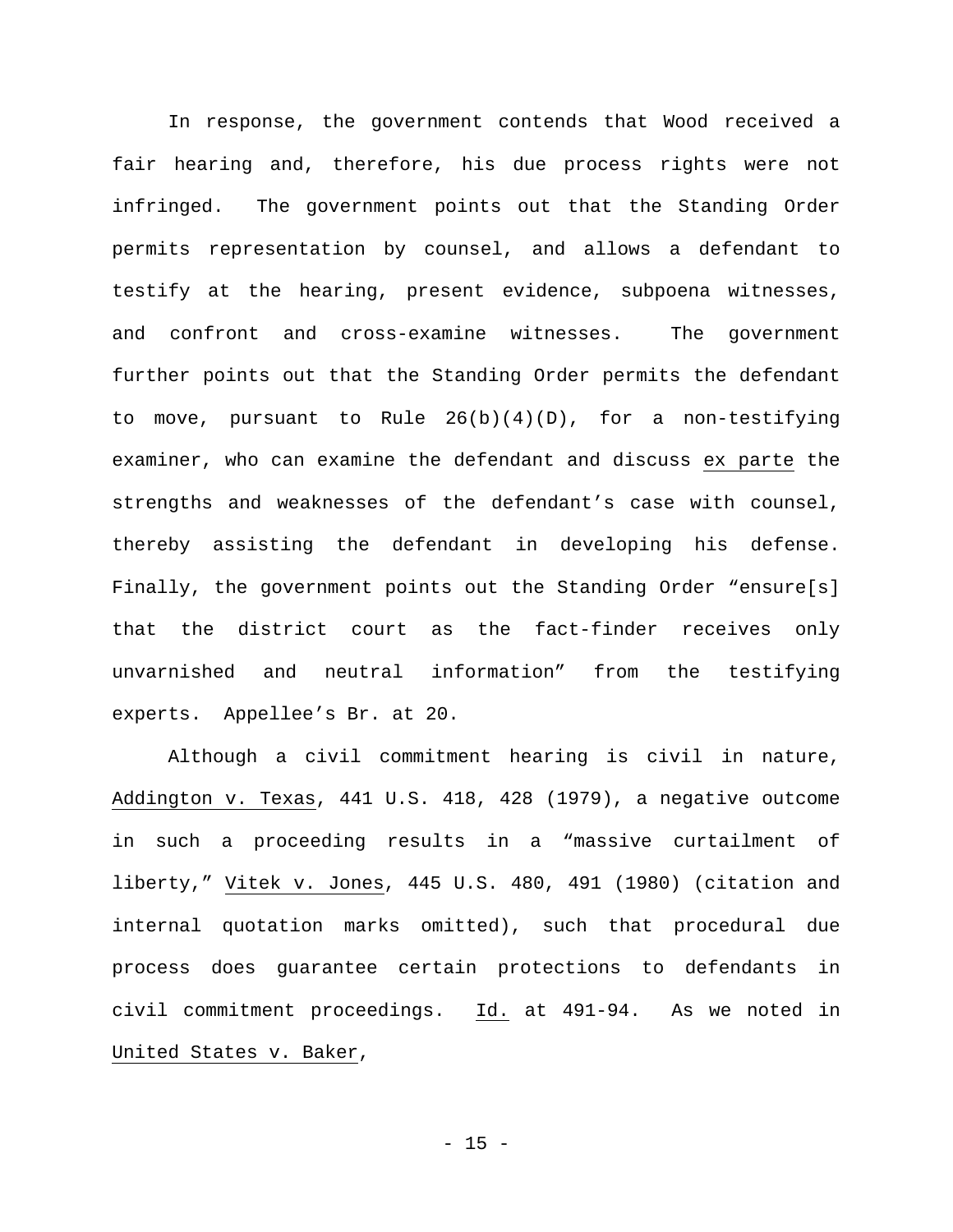In response, the government contends that Wood received a fair hearing and, therefore, his due process rights were not infringed. The government points out that the Standing Order permits representation by counsel, and allows a defendant to testify at the hearing, present evidence, subpoena witnesses, and confront and cross-examine witnesses. The government further points out that the Standing Order permits the defendant to move, pursuant to Rule 26(b)(4)(D), for a non-testifying examiner, who can examine the defendant and discuss ex parte the strengths and weaknesses of the defendant's case with counsel, thereby assisting the defendant in developing his defense. Finally, the government points out the Standing Order "ensure[s] that the district court as the fact-finder receives only unvarnished and neutral information" from the testifying experts. Appellee's Br. at 20.

Although a civil commitment hearing is civil in nature, Addington v. Texas, 441 U.S. 418, 428 (1979), a negative outcome in such a proceeding results in a "massive curtailment of liberty," Vitek v. Jones, 445 U.S. 480, 491 (1980) (citation and internal quotation marks omitted), such that procedural due process does guarantee certain protections to defendants in civil commitment proceedings. Id. at 491-94. As we noted in United States v. Baker,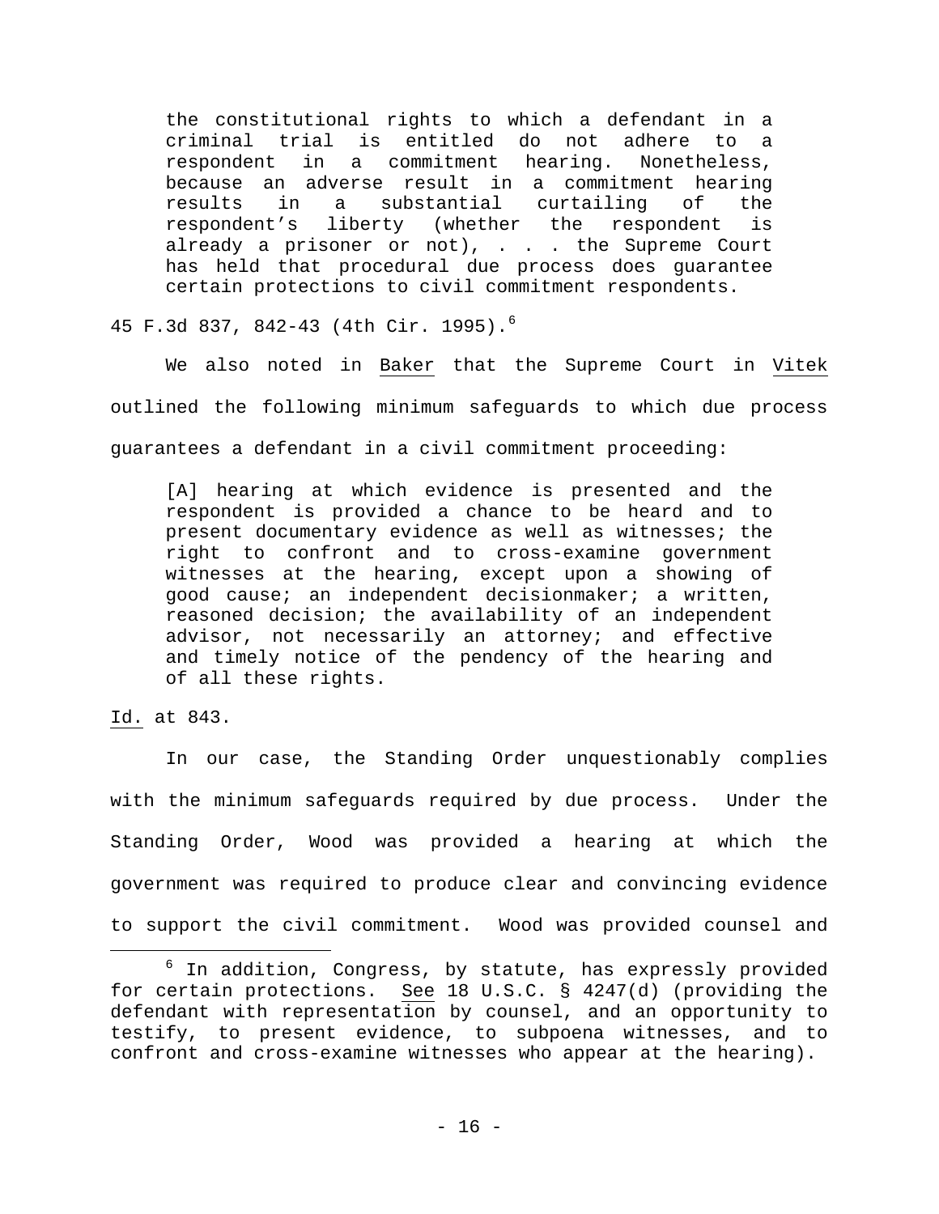> the constitutional rights to which a defendant in a criminal trial is entitled do not adhere to a respondent in a commitment hearing. Nonetheless, because an adverse result in a commitment hearing results in a substantial curtailing of the respondent's liberty (whether the respondent is already a prisoner or not), . . . the Supreme Court has held that procedural due process does guarantee certain protections to civil commitment respondents.

45 F.3d 837, 842-43 (4th Cir. 1995).[6]

We also noted in Baker that the Supreme Court in Vitek outlined the following minimum safeguards to which due process guarantees a defendant in a civil commitment proceeding:

> [A] hearing at which evidence is presented and the respondent is provided a chance to be heard and to present documentary evidence as well as witnesses; the right to confront and to cross-examine government witnesses at the hearing, except upon a showing of good cause; an independent decisionmaker; a written, reasoned decision; the availability of an independent advisor, not necessarily an attorney; and effective and timely notice of the pendency of the hearing and of all these rights.

Id. at 843.

In our case, the Standing Order unquestionably complies with the minimum safeguards required by due process. Under the Standing Order, Wood was provided a hearing at which the government was required to produce clear and convincing evidence to support the civil commitment. Wood was provided counsel and

---

[6] In addition, Congress, by statute, has expressly provided for certain protections. See 18 U.S.C. § 4247(d) (providing the defendant with representation by counsel, and an opportunity to testify, to present evidence, to subpoena witnesses, and to confront and cross-examine witnesses who appear at the hearing).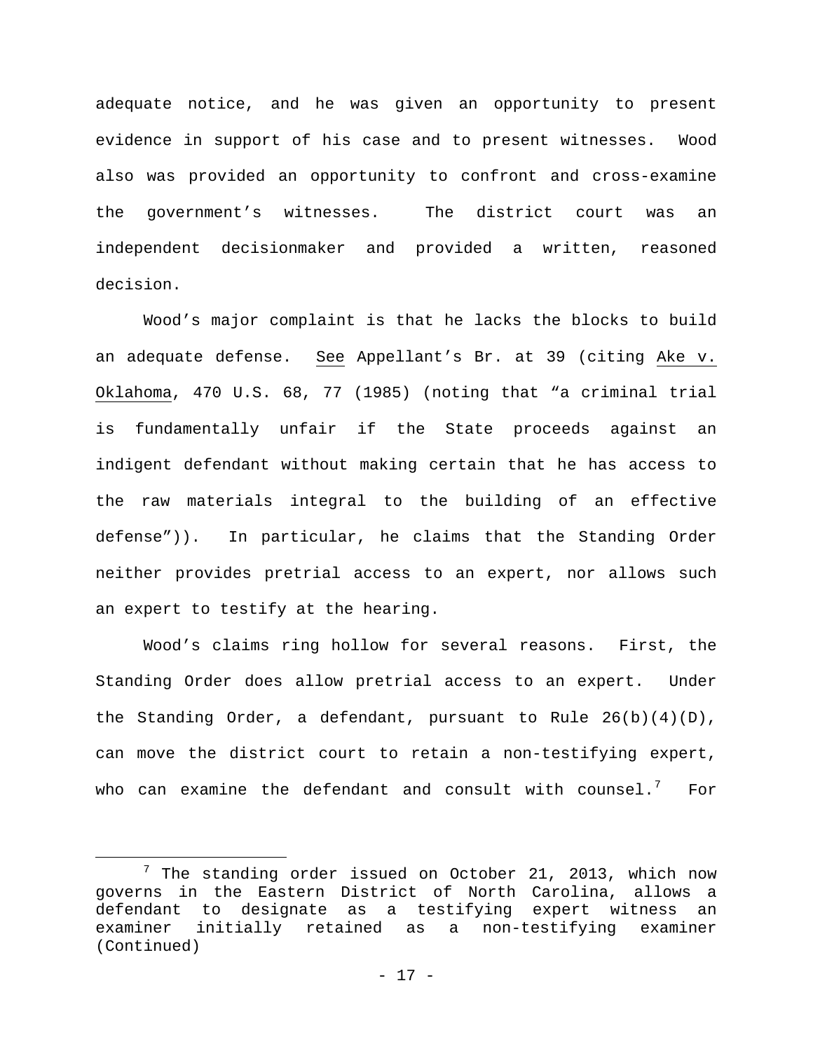adequate notice, and he was given an opportunity to present evidence in support of his case and to present witnesses. Wood also was provided an opportunity to confront and cross-examine the government's witnesses. The district court was an independent decisionmaker and provided a written, reasoned decision.

Wood's major complaint is that he lacks the blocks to build an adequate defense. See Appellant's Br. at 39 (citing Ake v. Oklahoma, 470 U.S. 68, 77 (1985) (noting that "a criminal trial is fundamentally unfair if the State proceeds against an indigent defendant without making certain that he has access to the raw materials integral to the building of an effective defense")). In particular, he claims that the Standing Order neither provides pretrial access to an expert, nor allows such an expert to testify at the hearing.

Wood's claims ring hollow for several reasons. First, the Standing Order does allow pretrial access to an expert. Under the Standing Order, a defendant, pursuant to Rule 26(b)(4)(D), can move the district court to retain a non-testifying expert, who can examine the defendant and consult with counsel.[7] For

---

[7] The standing order issued on October 21, 2013, which now governs in the Eastern District of North Carolina, allows a defendant to designate as a testifying expert witness an examiner initially retained as a non-testifying examiner (Continued)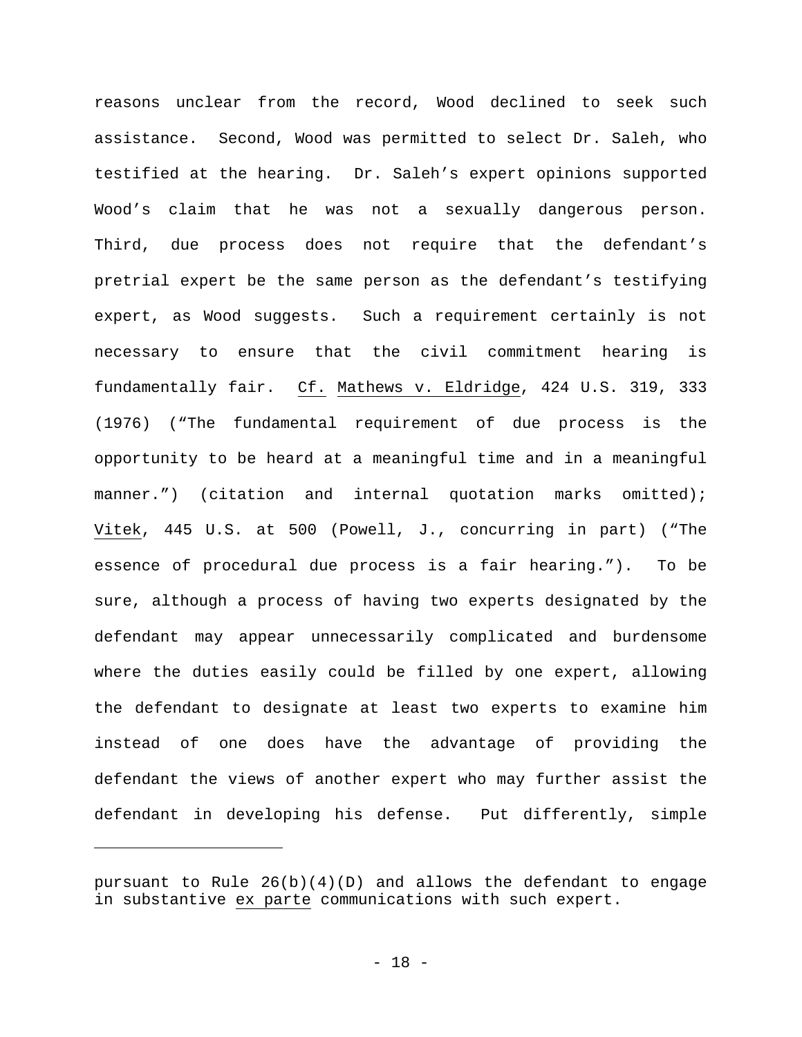reasons unclear from the record, Wood declined to seek such assistance. Second, Wood was permitted to select Dr. Saleh, who testified at the hearing. Dr. Saleh's expert opinions supported Wood's claim that he was not a sexually dangerous person. Third, due process does not require that the defendant's pretrial expert be the same person as the defendant's testifying expert, as Wood suggests. Such a requirement certainly is not necessary to ensure that the civil commitment hearing is fundamentally fair. Cf. Mathews v. Eldridge, 424 U.S. 319, 333 (1976) ("The fundamental requirement of due process is the opportunity to be heard at a meaningful time and in a meaningful manner.") (citation and internal quotation marks omitted); Vitek, 445 U.S. at 500 (Powell, J., concurring in part) ("The essence of procedural due process is a fair hearing."). To be sure, although a process of having two experts designated by the defendant may appear unnecessarily complicated and burdensome where the duties easily could be filled by one expert, allowing the defendant to designate at least two experts to examine him instead of one does have the advantage of providing the defendant the views of another expert who may further assist the defendant in developing his defense. Put differently, simple

---

pursuant to Rule 26(b)(4)(D) and allows the defendant to engage in substantive ex parte communications with such expert.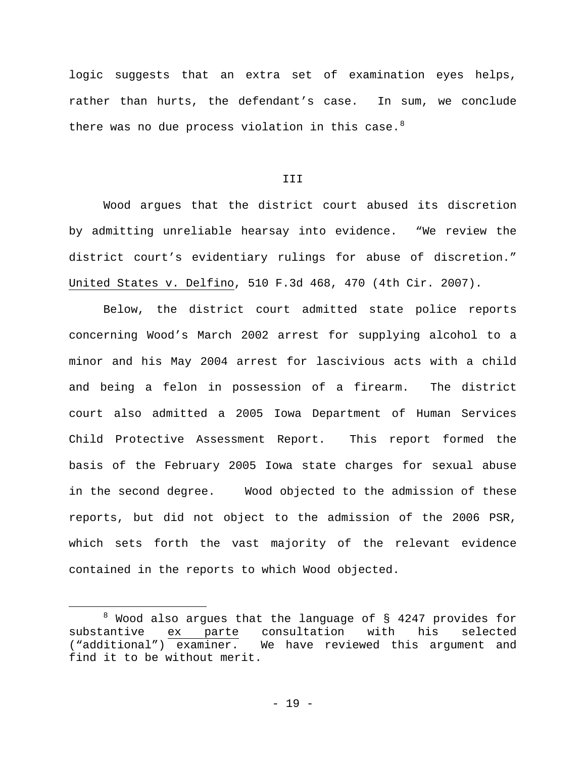logic suggests that an extra set of examination eyes helps, rather than hurts, the defendant's case. In sum, we conclude there was no due process violation in this case.[8]

III

Wood argues that the district court abused its discretion by admitting unreliable hearsay into evidence. "We review the district court's evidentiary rulings for abuse of discretion." United States v. Delfino, 510 F.3d 468, 470 (4th Cir. 2007).

Below, the district court admitted state police reports concerning Wood's March 2002 arrest for supplying alcohol to a minor and his May 2004 arrest for lascivious acts with a child and being a felon in possession of a firearm. The district court also admitted a 2005 Iowa Department of Human Services Child Protective Assessment Report. This report formed the basis of the February 2005 Iowa state charges for sexual abuse in the second degree. Wood objected to the admission of these reports, but did not object to the admission of the 2006 PSR, which sets forth the vast majority of the relevant evidence contained in the reports to which Wood objected.

[8] Wood also argues that the language of § 4247 provides for substantive ex parte consultation with his selected ("additional") examiner. We have reviewed this argument and find it to be without merit.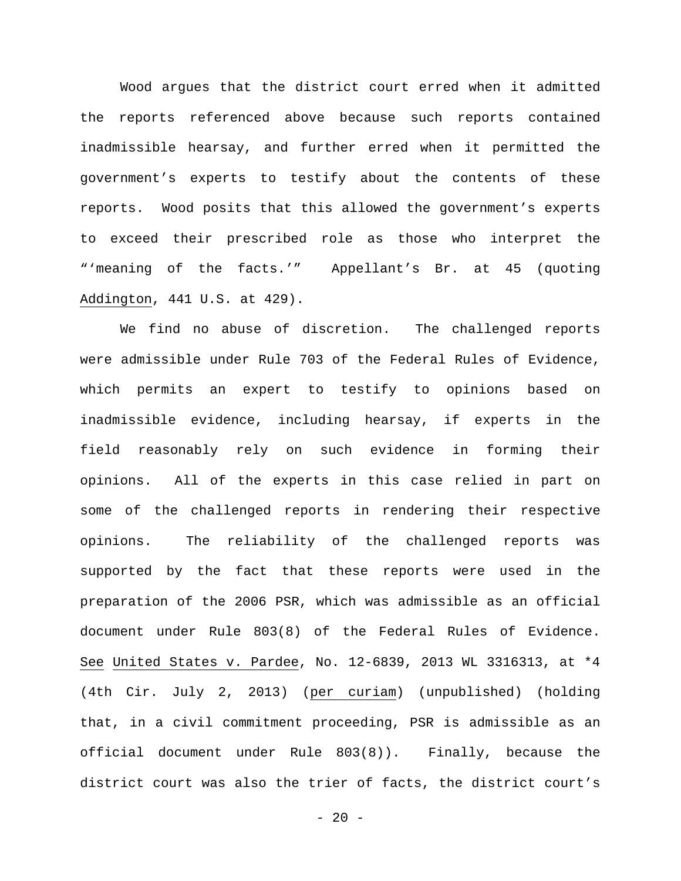Wood argues that the district court erred when it admitted the reports referenced above because such reports contained inadmissible hearsay, and further erred when it permitted the government's experts to testify about the contents of these reports. Wood posits that this allowed the government's experts to exceed their prescribed role as those who interpret the "'meaning of the facts.'" Appellant's Br. at 45 (quoting Addington, 441 U.S. at 429).

We find no abuse of discretion. The challenged reports were admissible under Rule 703 of the Federal Rules of Evidence, which permits an expert to testify to opinions based on inadmissible evidence, including hearsay, if experts in the field reasonably rely on such evidence in forming their opinions. All of the experts in this case relied in part on some of the challenged reports in rendering their respective opinions. The reliability of the challenged reports was supported by the fact that these reports were used in the preparation of the 2006 PSR, which was admissible as an official document under Rule 803(8) of the Federal Rules of Evidence. See United States v. Pardee, No. 12-6839, 2013 WL 3316313, at *4 (4th Cir. July 2, 2013) (per curiam) (unpublished) (holding that, in a civil commitment proceeding, PSR is admissible as an official document under Rule 803(8)). Finally, because the district court was also the trier of facts, the district court's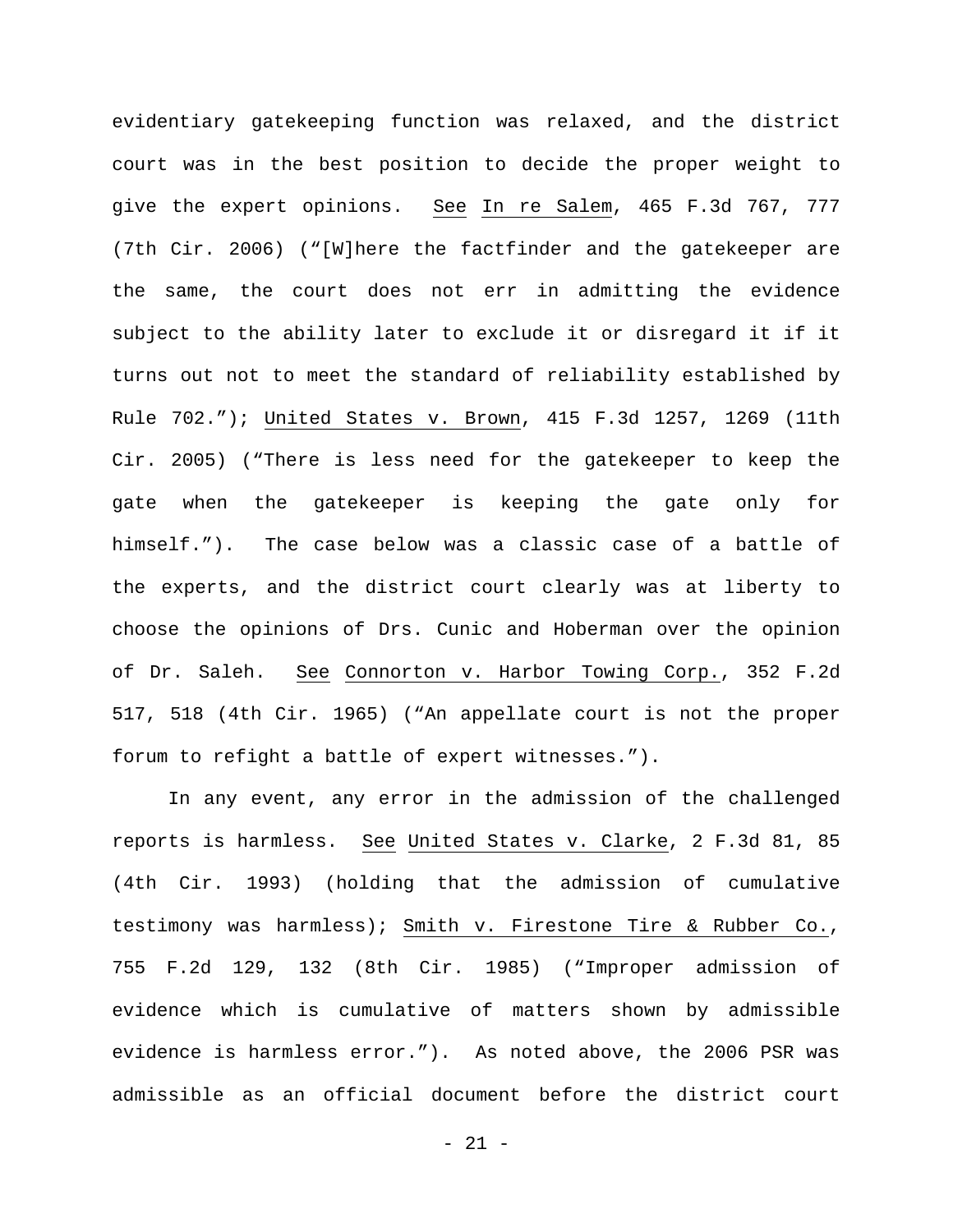evidentiary gatekeeping function was relaxed, and the district court was in the best position to decide the proper weight to give the expert opinions. See In re Salem, 465 F.3d 767, 777 (7th Cir. 2006) ("[W]here the factfinder and the gatekeeper are the same, the court does not err in admitting the evidence subject to the ability later to exclude it or disregard it if it turns out not to meet the standard of reliability established by Rule 702."); United States v. Brown, 415 F.3d 1257, 1269 (11th Cir. 2005) ("There is less need for the gatekeeper to keep the gate when the gatekeeper is keeping the gate only for himself."). The case below was a classic case of a battle of the experts, and the district court clearly was at liberty to choose the opinions of Drs. Cunic and Hoberman over the opinion of Dr. Saleh. See Connorton v. Harbor Towing Corp., 352 F.2d 517, 518 (4th Cir. 1965) ("An appellate court is not the proper forum to refight a battle of expert witnesses.").

In any event, any error in the admission of the challenged reports is harmless. See United States v. Clarke, 2 F.3d 81, 85 (4th Cir. 1993) (holding that the admission of cumulative testimony was harmless); Smith v. Firestone Tire & Rubber Co., 755 F.2d 129, 132 (8th Cir. 1985) ("Improper admission of evidence which is cumulative of matters shown by admissible evidence is harmless error."). As noted above, the 2006 PSR was admissible as an official document before the district court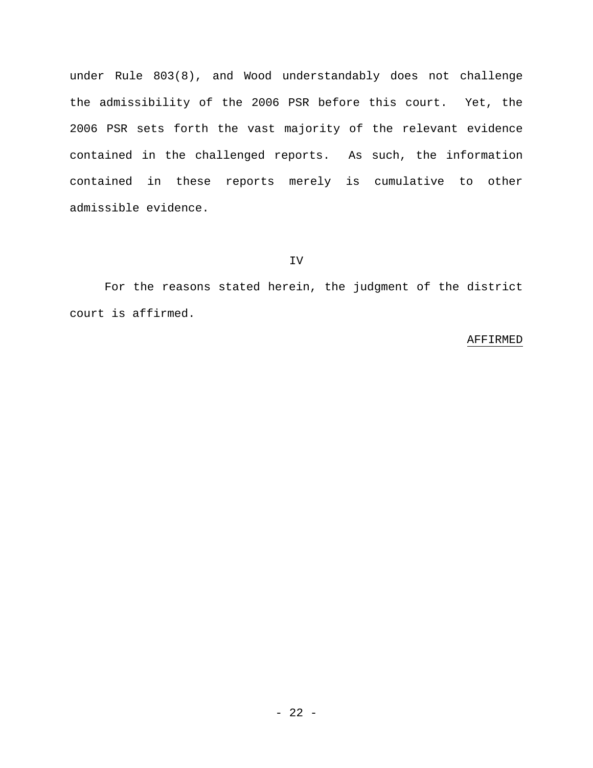under Rule 803(8), and Wood understandably does not challenge the admissibility of the 2006 PSR before this court. Yet, the 2006 PSR sets forth the vast majority of the relevant evidence contained in the challenged reports. As such, the information contained in these reports merely is cumulative to other admissible evidence.

## IV

For the reasons stated herein, the judgment of the district court is affirmed.

AFFIRMED